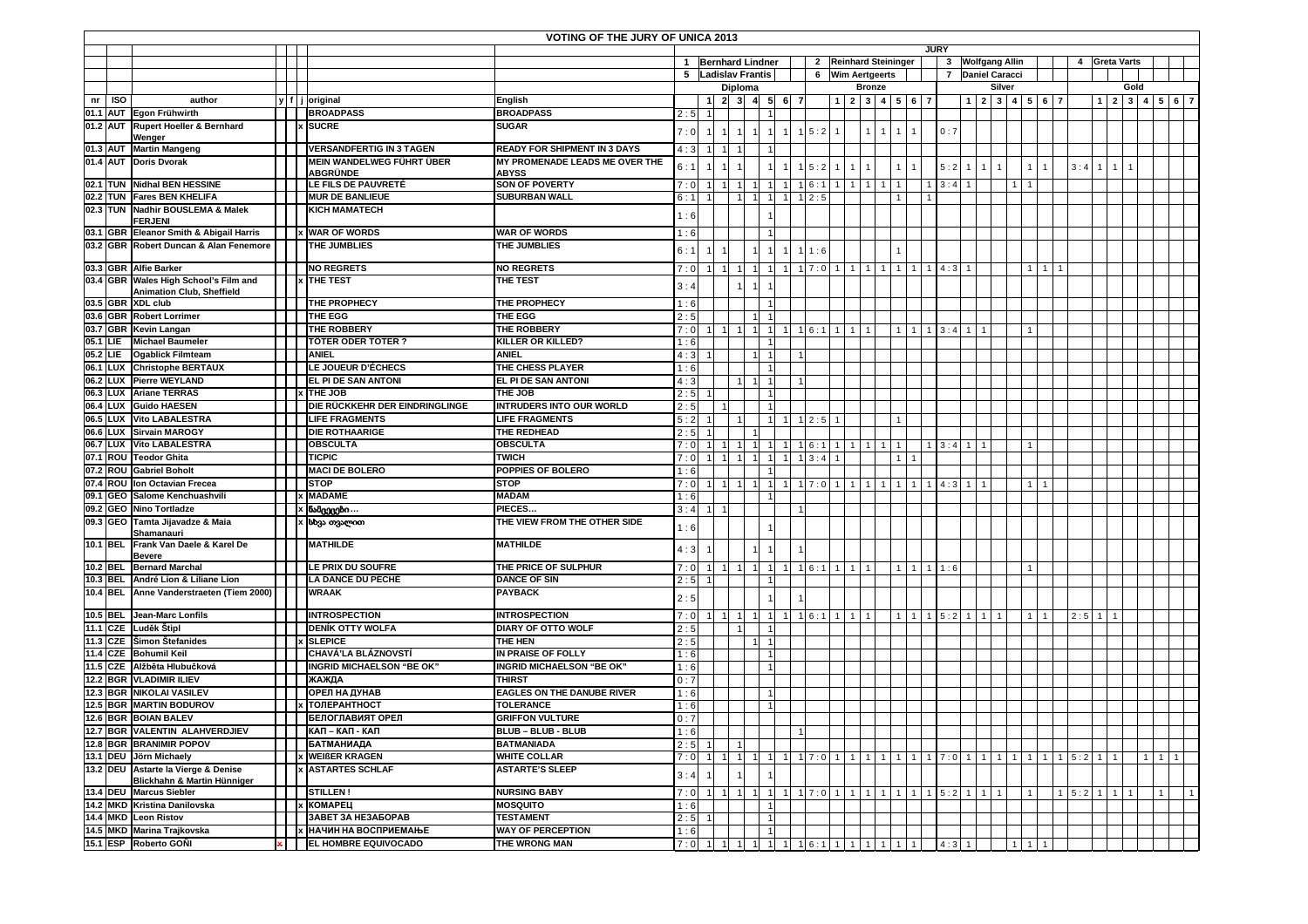# VOTING OF THE JURY OF UNICA 2013

JURY: 1 Bernhard Lindner, 2 Reinhard Steininger, 3 Wolfgang Allin, 4 Greta Varts, 5 Ladislav Frantis, 6 Wim Aertgeerts, 7 Daniel Caracci

| nr | ISO | author | y | f | j | original | English | Diploma | 1 | 2 | 3 | 4 | 5 | 6 | 7 | Bronze | 1 | 2 | 3 | 4 | 5 | 6 | 7 | Silver | 1 | 2 | 3 | 4 | 5 | 6 | 7 | Gold | 1 | 2 | 3 | 4 | 5 | 6 | 7 |
|---|---|---|---|---|---|---|---|---|---|---|---|---|---|---|---|---|---|---|---|---|---|---|---|---|---|---|---|---|---|---|---|---|---|---|---|---|---|---|---|
| 01.1 | AUT | Egon Frühwirth | | | | BROADPASS | BROADPASS | 2 : 5 | 1 | | | | 1 | | | | | | | | | | | | | | | | | | | | | | | | | | |
| 01.2 | AUT | Rupert Hoeller & Bernhard Wenger | | | x | SUCRE | SUGAR | 7 : 0 | 1 | 1 | 1 | 1 | 1 | 1 | 1 | 5 : 2 | 1 | | 1 | 1 | 1 | 1 | | 0 : 7 | | | | | | | | | | | | | | | |
| 01.3 | AUT | Martin Mangeng | | | | VERSANDFERTIG IN 3 TAGEN | READY FOR SHIPMENT IN 3 DAYS | 4 : 3 | 1 | 1 | 1 | | 1 | | | | | | | | | | | | | | | | | | | | | | | | | | |
| 01.4 | AUT | Doris Dvorak | | | | MEIN WANDELWEG FÜHRT ÜBER ABGRÜNDE | MY PROMENADE LEADS ME OVER THE ABYSS | 6 : 1 | 1 | 1 | 1 | | 1 | 1 | 1 | 5 : 2 | 1 | 1 | 1 | | | 1 | 1 | 5 : 2 | 1 | 1 | 1 | | | 1 | 1 | 3 : 4 | 1 | 1 | 1 | | | | |
| 02.1 | TUN | Nidhal BEN HESSINE | | | | LE FILS DE PAUVRETÉ | SON OF POVERTY | 7 : 0 | 1 | 1 | 1 | 1 | 1 | 1 | 1 | 6 : 1 | 1 | 1 | 1 | 1 | 1 | | 1 | 3 : 4 | 1 | | | 1 | 1 | | | | | | | | | | |
| 02.2 | TUN | Fares BEN KHELIFA | | | | MUR DE BANLIEUE | SUBURBAN WALL | 6 : 1 | 1 | | 1 | 1 | 1 | 1 | 1 | 2 : 5 | | | | | 1 | | 1 | | | | | | | | | | | | | | | | |
| 02.3 | TUN | Nadhir BOUSLEMA & Malek FERJENI | | | | KICH MAMATECH | | 1 : 6 | | | | | 1 | | | | | | | | | | | | | | | | | | | | | | | | | | |
| 03.1 | GBR | Eleanor Smith & Abigail Harris | | | x | WAR OF WORDS | WAR OF WORDS | 1 : 6 | | | | | 1 | | | | | | | | | | | | | | | | | | | | | | | | | | |
| 03.2 | GBR | Robert Duncan & Alan Fenemore | | | | THE JUMBLIES | THE JUMBLIES | 6 : 1 | 1 | 1 | | 1 | 1 | 1 | 1 | 1 : 6 | | | | | 1 | | | | | | | | | | | | | | | | | | |
| 03.3 | GBR | Alfie Barker | | | | NO REGRETS | NO REGRETS | 7 : 0 | 1 | 1 | 1 | 1 | 1 | 1 | 1 | 7 : 0 | 1 | 1 | 1 | 1 | 1 | 1 | 1 | 4 : 3 | 1 | | | | 1 | 1 | 1 | | | | | | | | |
| 03.4 | GBR | Wales High School's Film and Animation Club, Sheffield | | | x | THE TEST | THE TEST | 3 : 4 | | | 1 | 1 | 1 | | | | | | | | | | | | | | | | | | | | | | | | | | |
| 03.5 | GBR | XDL club | | | | THE PROPHECY | THE PROPHECY | 1 : 6 | | | | | 1 | | | | | | | | | | | | | | | | | | | | | | | | | | |
| 03.6 | GBR | Robert Lorrimer | | | | THE EGG | THE EGG | 2 : 5 | | | | 1 | 1 | | | | | | | | | | | | | | | | | | | | | | | | | | |
| 03.7 | GBR | Kevin Langan | | | | THE ROBBERY | THE ROBBERY | 7 : 0 | 1 | 1 | 1 | 1 | 1 | 1 | 1 | 6 : 1 | 1 | 1 | 1 | | 1 | 1 | 1 | 3 : 4 | 1 | 1 | | | 1 | | | | | | | | | | |
| 05.1 | LIE | Michael Baumeler | | | | TÖTER ODER TOTER ? | KILLER OR KILLED? | 1 : 6 | | | | | 1 | | | | | | | | | | | | | | | | | | | | | | | | | | |
| 05.2 | LIE | Ogablick Filmteam | | | | ANIEL | ANIEL | 4 : 3 | 1 | | | 1 | 1 | | 1 | | | | | | | | | | | | | | | | | | | | | | | | |
| 06.1 | LUX | Christophe BERTAUX | | | | LE JOUEUR D'ÉCHECS | THE CHESS PLAYER | 1 : 6 | | | | | 1 | | | | | | | | | | | | | | | | | | | | | | | | | | |
| 06.2 | LUX | Pierre WEYLAND | | | | EL PI DE SAN ANTONI | EL PI DE SAN ANTONI | 4 : 3 | | | 1 | 1 | 1 | | 1 | | | | | | | | | | | | | | | | | | | | | | | | |
| 06.3 | LUX | Ariane TERRAS | | | x | THE JOB | THE JOB | 2 : 5 | 1 | | | | 1 | | | | | | | | | | | | | | | | | | | | | | | | | | |
| 06.4 | LUX | Guido HAESEN | | | | DIE RÜCKKEHR DER EINDRINGLINGE | INTRUDERS INTO OUR WORLD | 2 : 5 | | 1 | | | 1 | | | | | | | | | | | | | | | | | | | | | | | | | | |
| 06.5 | LUX | Vito LABALESTRA | | | | LIFE FRAGMENTS | LIFE FRAGMENTS | 5 : 2 | 1 | | 1 | | 1 | 1 | 1 | 2 : 5 | 1 | | | | 1 | | | | | | | | | | | | | | | | | | |
| 06.6 | LUX | Sirvain MAROGY | | | | DIE ROTHAARIGE | THE REDHEAD | 2 : 5 | 1 | | | 1 | | | | | | | | | | | | | | | | | | | | | | | | | | | |
| 06.7 | LUX | Vito LABALESTRA | | | | OBSCULTA | OBSCULTA | 7 : 0 | 1 | 1 | 1 | 1 | 1 | 1 | 1 | 6 : 1 | 1 | 1 | 1 | 1 | 1 | | 1 | 3 : 4 | 1 | 1 | | | 1 | | | | | | | | | | |
| 07.1 | ROU | Teodor Ghita | | | | TICPIC | TWICH | 7 : 0 | 1 | 1 | 1 | 1 | 1 | 1 | 1 | 3 : 4 | 1 | | | | 1 | 1 | | | | | | | | | | | | | | | | | |
| 07.2 | ROU | Gabriel Boholt | | | | MACI DE BOLERO | POPPIES OF BOLERO | 1 : 6 | | | | | 1 | | | | | | | | | | | | | | | | | | | | | | | | | | |
| 07.4 | ROU | Ion Octavian Frecea | | | | STOP | STOP | 7 : 0 | 1 | 1 | 1 | 1 | 1 | 1 | 1 | 7 : 0 | 1 | 1 | 1 | 1 | 1 | 1 | 1 | 4 : 3 | 1 | 1 | | | 1 | 1 | | | | | | | | | |
| 09.1 | GEO | Salome Kenchuashvili | | | x | MADAME | MADAM | 1 : 6 | | | | | 1 | | | | | | | | | | | | | | | | | | | | | | | | | | |
| 09.2 | GEO | Nino Tortladze | | | x | ნაწილები… | PIECES… | 3 : 4 | 1 | 1 | | | | | 1 | | | | | | | | | | | | | | | | | | | | | | | | |
| 09.3 | GEO | Tamta Jijavadze & Maia Shamanauri | | | x | სხვა თვალით | THE VIEW FROM THE OTHER SIDE | 1 : 6 | | | | | 1 | | | | | | | | | | | | | | | | | | | | | | | | | | |
| 10.1 | BEL | Frank Van Daele & Karel De Bevere | | | | MATHILDE | MATHILDE | 4 : 3 | 1 | | | 1 | 1 | | 1 | | | | | | | | | | | | | | | | | | | | | | | | |
| 10.2 | BEL | Bernard Marchal | | | | LE PRIX DU SOUFRE | THE PRICE OF SULPHUR | 7 : 0 | 1 | 1 | 1 | 1 | 1 | 1 | 1 | 6 : 1 | 1 | 1 | 1 | | 1 | 1 | 1 | 1 : 6 | | | | | 1 | | | | | | | | | | |
| 10.3 | BEL | André Lion & Liliane Lion | | | | LA DANCE DU PÉCHÉ | DANCE OF SIN | 2 : 5 | 1 | | | | 1 | | | | | | | | | | | | | | | | | | | | | | | | | | |
| 10.4 | BEL | Anne Vanderstraeten (Tiem 2000) | | | | WRAAK | PAYBACK | 2 : 5 | | | | | 1 | | 1 | | | | | | | | | | | | | | | | | | | | | | | | |
| 10.5 | BEL | Jean-Marc Lonfils | | | | INTROSPECTION | INTROSPECTION | 7 : 0 | 1 | 1 | 1 | 1 | 1 | 1 | 1 | 6 : 1 | 1 | 1 | 1 | | 1 | 1 | 1 | 5 : 2 | 1 | 1 | 1 | | 1 | 1 | | 2 : 5 | 1 | 1 | | | | | |
| 11.1 | CZE | Luděk Štipl | | | | DENÍK OTTY WOLFA | DIARY OF OTTO WOLF | 2 : 5 | | | 1 | | 1 | | | | | | | | | | | | | | | | | | | | | | | | | | |
| 11.3 | CZE | Šimon Štefanides | | | x | SLEPICE | THE HEN | 2 : 5 | | | | 1 | 1 | | | | | | | | | | | | | | | | | | | | | | | | | | |
| 11.4 | CZE | Bohumil Keil | | | | CHAVÁ'LA BLÁZNOVSTÍ | IN PRAISE OF FOLLY | 1 : 6 | | | | | 1 | | | | | | | | | | | | | | | | | | | | | | | | | | |
| 11.5 | CZE | Alžběta Hlubučková | | | | INGRID MICHAELSON "BE OK" | INGRID MICHAELSON "BE OK" | 1 : 6 | | | | | 1 | | | | | | | | | | | | | | | | | | | | | | | | | | |
| 12.2 | BGR | VLADIMIR ILIEV | | | | ЖАЖДА | THIRST | 0 : 7 | | | | | | | | | | | | | | | | | | | | | | | | | | | | | | | |
| 12.3 | BGR | NIKOLAI VASILEV | | | | ОРЕЛ НА ДУНАВ | EAGLES ON THE DANUBE RIVER | 1 : 6 | | | | | 1 | | | | | | | | | | | | | | | | | | | | | | | | | | |
| 12.5 | BGR | MARTIN BODUROV | | | x | ТОЛЕРАНТНОСТ | TOLERANCE | 1 : 6 | | | | | 1 | | | | | | | | | | | | | | | | | | | | | | | | | | |
| 12.6 | BGR | BOIAN BALEV | | | | БЕЛОГЛАВИЯТ ОРЕЛ | GRIFFON VULTURE | 0 : 7 | | | | | | | | | | | | | | | | | | | | | | | | | | | | | | | |
| 12.7 | BGR | VALENTIN ALAHVERDJIEV | | | | КАП – КАП - КАП | BLUB – BLUB - BLUB | 1 : 6 | | | | | | | 1 | | | | | | | | | | | | | | | | | | | | | | | | |
| 12.8 | BGR | BRANIMIR POPOV | | | | БАТМАНИАДА | BATMANIADA | 2 : 5 | 1 | | 1 | | | | | | | | | | | | | | | | | | | | | | | | | | | | |
| 13.1 | DEU | Jörn Michaely | | | x | WEIßER KRAGEN | WHITE COLLAR | 7 : 0 | 1 | 1 | 1 | 1 | 1 | 1 | 1 | 7 : 0 | 1 | 1 | 1 | 1 | 1 | 1 | 1 | 7 : 0 | 1 | 1 | 1 | 1 | 1 | 1 | 1 | 5 : 2 | 1 | 1 | | | 1 | 1 | 1 |
| 13.2 | DEU | Astarte la Vierge & Denise Blickhahn & Martin Hünniger | | | x | ASTARTES SCHLAF | ASTARTE'S SLEEP | 3 : 4 | 1 | | 1 | | 1 | | | | | | | | | | | | | | | | | | | | | | | | | | |
| 13.4 | DEU | Marcus Siebler | | | | STILLEN ! | NURSING BABY | 7 : 0 | 1 | 1 | 1 | 1 | 1 | 1 | 1 | 7 : 0 | 1 | 1 | 1 | 1 | 1 | 1 | 1 | 5 : 2 | 1 | 1 | 1 | | 1 | | 1 | 5 : 2 | 1 | 1 | 1 | | 1 | | 1 |
| 14.2 | MKD | Kristina Danilovska | | | x | КОМАРЕЦ | MOSQUITO | 1 : 6 | | | | | 1 | | | | | | | | | | | | | | | | | | | | | | | | | | |
| 14.4 | MKD | Leon Ristov | | | | ЗАВЕТ ЗА НЕЗАБОРАВ | TESTAMENT | 2 : 5 | 1 | | | | 1 | | | | | | | | | | | | | | | | | | | | | | | | | | |
| 14.5 | MKD | Marina Trajkovska | | | x | НАЧИН НА ВОСПРИЕМАЊЕ | WAY OF PERCEPTION | 1 : 6 | | | | | 1 | | | | | | | | | | | | | | | | | | | | | | | | | | |
| 15.1 | ESP | Roberto GOÑI | x | | | EL HOMBRE EQUIVOCADO | THE WRONG MAN | 7 : 0 | 1 | 1 | 1 | 1 | 1 | 1 | 1 | 6 : 1 | 1 | 1 | 1 | 1 | 1 | 1 | | 4 : 3 | 1 | | | | 1 | 1 | 1 | | | | | | | | |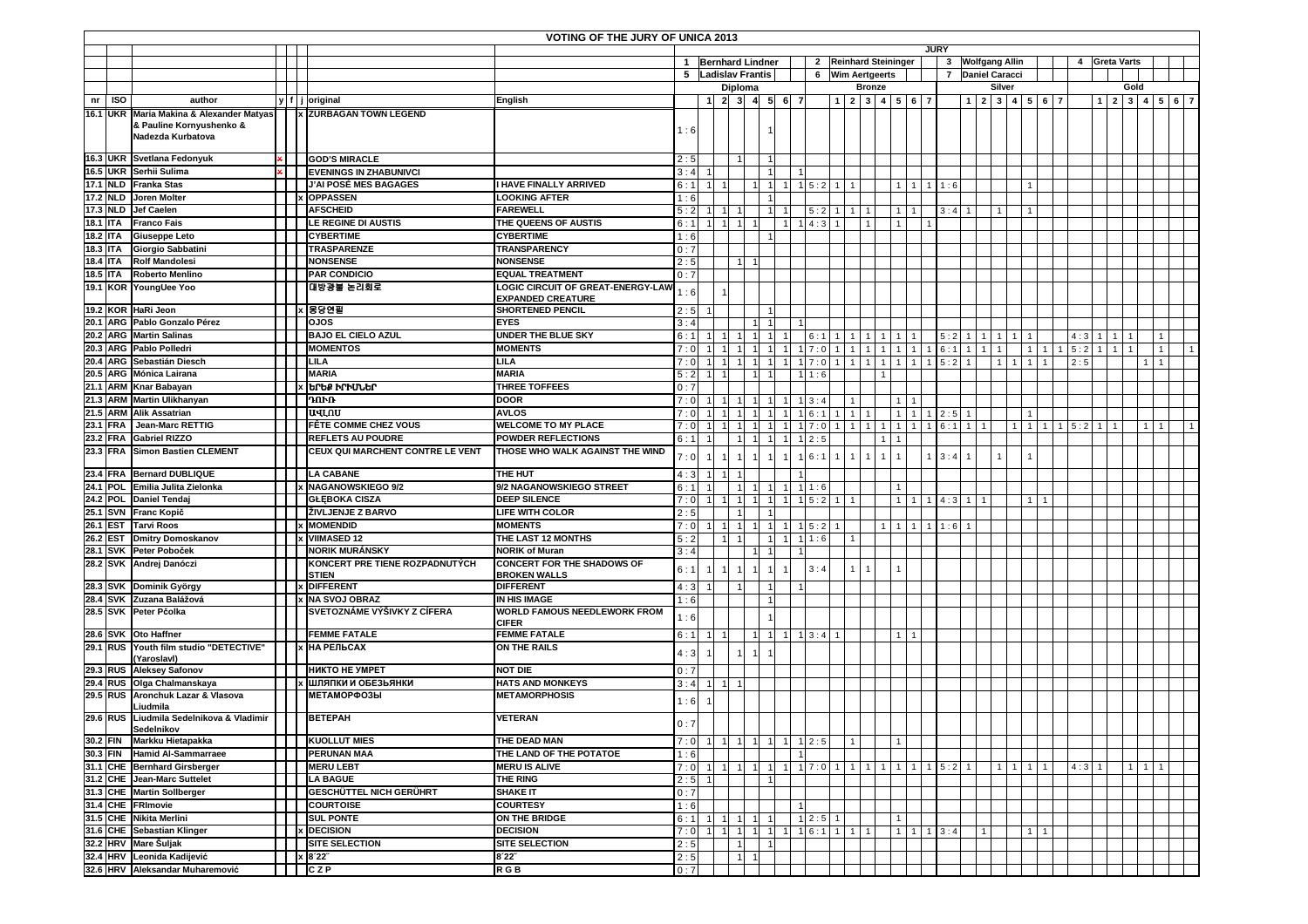# VOTING OF THE JURY OF UNICA 2013

**JURY**

| | | | |
|---|---|---|---|
| 1 Bernhard Lindner | 2 Reinhard Steininger | 3 Wolfgang Allin | 4 Greta Varts |
| 5 Ladislav Frantis | 6 Wim Aertgeerts | 7 Daniel Caracci | |

| nr | ISO | author | y | f | j | original | English | Diploma | 1 | 2 | 3 | 4 | 5 | 6 | 7 | Bronze | 1 | 2 | 3 | 4 | 5 | 6 | 7 | Silver | 1 | 2 | 3 | 4 | 5 | 6 | 7 | Gold | 1 | 2 | 3 | 4 | 5 | 6 | 7 |
|---|---|---|---|---|---|---|---|---|---|---|---|---|---|---|---|---|---|---|---|---|---|---|---|---|---|---|---|---|---|---|---|---|---|---|---|---|---|---|---|
| 16.1 | UKR | Maria Makina & Alexander Matyas & Pauline Kornyushenko & Nadezda Kurbatova | | | x | ZURBAGAN TOWN LEGEND | | 1 : 6 | | | | | 1 | | | | | | | | | | | | | | | | | | | | | | | | | | |
| 16.3 | UKR | Svetlana Fedonyuk | x | | | GOD'S MIRACLE | | 2 : 5 | | | 1 | | 1 | | | | | | | | | | | | | | | | | | | | | | | | | | |
| 16.5 | UKR | Serhii Sulima | x | | | EVENINGS IN ZHABUNIVCI | | 3 : 4 | 1 | | | | 1 | | 1 | | | | | | | | | | | | | | | | | | | | | | | | |
| 17.1 | NLD | Franka Stas | | | | J'AI POSÉ MES BAGAGES | I HAVE FINALLY ARRIVED | 6 : 1 | 1 | 1 | | 1 | 1 | 1 | 1 | 5 : 2 | 1 | 1 | | | 1 | 1 | 1 | 1 : 6 | | | | | | 1 | | | | | | | | | |
| 17.2 | NLD | Joren Molter | | | x | OPPASSEN | LOOKING AFTER | 1 : 6 | | | | | 1 | | | | | | | | | | | | | | | | | | | | | | | | | | |
| 17.3 | NLD | Jef Caelen | | | | AFSCHEID | FAREWELL | 5 : 2 | 1 | 1 | 1 | | 1 | 1 | | 5 : 2 | 1 | 1 | 1 | | 1 | 1 | | 3 : 4 | 1 | | | 1 | | 1 | | | | | | | | | |
| 18.1 | ITA | Franco Fais | | | | LE REGINE DI AUSTIS | THE QUEENS OF AUSTIS | 6 : 1 | 1 | 1 | 1 | 1 | | 1 | 1 | 4 : 3 | 1 | | | 1 | | 1 | 1 | | | | | | | | | | | | | | | | |
| 18.2 | ITA | Giuseppe Leto | | | | CYBERTIME | CYBERTIME | 1 : 6 | | | | | 1 | | | | | | | | | | | | | | | | | | | | | | | | | | |
| 18.3 | ITA | Giorgio Sabbatini | | | | TRASPARENZE | TRANSPARENCY | 0 : 7 | | | | | | | | | | | | | | | | | | | | | | | | | | | | | | | |
| 18.4 | ITA | Rolf Mandolesi | | | | NONSENSE | NONSENSE | 2 : 5 | | | | 1 | 1 | | | | | | | | | | | | | | | | | | | | | | | | | | |
| 18.5 | ITA | Roberto Menlino | | | | PAR CONDICIO | EQUAL TREATMENT | 0 : 7 | | | | | | | | | | | | | | | | | | | | | | | | | | | | | | | |
| 19.1 | KOR | YoungUee Yoo | | | | 대방광불 논리회로 | LOGIC CIRCUIT OF GREAT-ENERGY-LAW EXPANDED CREATURE | 1 : 6 | | 1 | | | | | | | | | | | | | | | | | | | | | | | | | | | | | |
| 19.2 | KOR | HaRi Jeon | | | x | 몽당연필 | SHORTENED PENCIL | 2 : 5 | 1 | | | | 1 | | | | | | | | | | | | | | | | | | | | | | | | | | |
| 20.1 | ARG | Pablo Gonzalo Pérez | | | | OJOS | EYES | 3 : 4 | | | | 1 | 1 | | 1 | | | | | | | | | | | | | | | | | | | | | | | | |
| 20.2 | ARG | Martin Salinas | | | | BAJO EL CIELO AZUL | UNDER THE BLUE SKY | 6 : 1 | 1 | 1 | 1 | 1 | 1 | 1 | | 6 : 1 | 1 | 1 | 1 | 1 | 1 | 1 | | 5 : 2 | 1 | 1 | 1 | 1 | 1 | | | 4 : 3 | 1 | 1 | 1 | | | 1 | |
| 20.3 | ARG | Pablo Polledri | | | | MOMENTOS | MOMENTS | 7 : 0 | 1 | 1 | 1 | 1 | 1 | 1 | 1 | 7 : 0 | 1 | 1 | 1 | 1 | 1 | 1 | 1 | 6 : 1 | 1 | 1 | 1 | | 1 | 1 | 1 | 5 : 2 | 1 | 1 | 1 | | | 1 | 1 |
| 20.4 | ARG | Sebastián Diesch | | | | LILA | LILA | 7 : 0 | 1 | 1 | 1 | 1 | 1 | 1 | 1 | 7 : 0 | 1 | 1 | 1 | 1 | 1 | 1 | 1 | 5 : 2 | 1 | | 1 | 1 | 1 | 1 | | 2 : 5 | | | | | 1 | 1 | |
| 20.5 | ARG | Mónica Lairana | | | | MARIA | MARIA | 5 : 2 | 1 | 1 | | 1 | 1 | | 1 | 1 : 6 | | | | | 1 | | | | | | | | | | | | | | | | | | |
| 21.1 | ARM | Knar Babayan | | | x | ԵՐԵՔ ԻՐԻՍՆԵՐ | THREE TOFFEES | 0 : 7 | | | | | | | | | | | | | | | | | | | | | | | | | | | | | | | |
| 21.3 | ARM | Martin Ulikhanyan | | | | ԴՈՒՌ | DOOR | 7 : 0 | 1 | 1 | 1 | 1 | 1 | 1 | 1 | 3 : 4 | | 1 | | | 1 | 1 | | | | | | | | | | | | | | | | | |
| 21.5 | ARM | Alik Assatrian | | | | ԱՎԼՈՍ | AVLOS | 7 : 0 | 1 | 1 | 1 | 1 | 1 | 1 | 1 | 6 : 1 | 1 | 1 | 1 | | 1 | 1 | 1 | 2 : 5 | 1 | | | | | 1 | | | | | | | | | |
| 23.1 | FRA | Jean-Marc RETTIG | | | | FÊTE COMME CHEZ VOUS | WELCOME TO MY PLACE | 7 : 0 | 1 | 1 | 1 | 1 | 1 | 1 | 1 | 7 : 0 | 1 | 1 | 1 | 1 | 1 | 1 | 1 | 6 : 1 | 1 | 1 | | 1 | 1 | 1 | 1 | 5 : 2 | 1 | 1 | | 1 | 1 | | 1 |
| 23.2 | FRA | Gabriel RIZZO | | | | REFLETS AU POUDRE | POWDER REFLECTIONS | 6 : 1 | 1 | | 1 | 1 | 1 | 1 | 1 | 2 : 5 | | | | | 1 | 1 | | | | | | | | | | | | | | | | | |
| 23.3 | FRA | Simon Bastien CLEMENT | | | | CEUX QUI MARCHENT CONTRE LE VENT | THOSE WHO WALK AGAINST THE WIND | 7 : 0 | 1 | 1 | 1 | 1 | 1 | 1 | 1 | 6 : 1 | 1 | 1 | 1 | 1 | 1 | | 1 | 3 : 4 | 1 | | | 1 | | 1 | | | | | | | | | |
| 23.4 | FRA | Bernard DUBLIQUE | | | | LA CABANE | THE HUT | 4 : 3 | 1 | | 1 | 1 | | | 1 | | | | | | | | | | | | | | | | | | | | | | | | |
| 24.1 | POL | Emilia Julita Zielonka | | | x | NAGANOWSKIEGO 9/2 | 9/2 NAGANOWSKIEGO STREET | 6 : 1 | 1 | | 1 | 1 | 1 | 1 | 1 | 1 : 6 | | | | | 1 | | | | | | | | | | | | | | | | | | |
| 24.2 | POL | Daniel Tendaj | | | | GŁĘBOKA CISZA | DEEP SILENCE | 7 : 0 | 1 | 1 | 1 | 1 | 1 | 1 | 1 | 5 : 2 | 1 | 1 | | | 1 | 1 | 1 | 4 : 3 | 1 | 1 | | | 1 | 1 | | | | | | | | | |
| 25.1 | SVN | Franc Kopič | | | | ŽIVLJENJE Z BARVO | LIFE WITH COLOR | 2 : 5 | | | 1 | | 1 | | | | | | | | | | | | | | | | | | | | | | | | | | |
| 26.1 | EST | Tarvi Roos | | | x | MOMENDID | MOMENTS | 7 : 0 | 1 | 1 | 1 | 1 | 1 | 1 | 1 | 5 : 2 | 1 | | | 1 | 1 | 1 | 1 | 1 : 6 | 1 | | | | | | | | | | | | | | |
| 26.2 | EST | Dmitry Domoskanov | | | x | VIIMASED 12 | THE LAST 12 MONTHS | 5 : 2 | | 1 | 1 | | 1 | 1 | 1 | 1 : 6 | | | 1 | | | | | | | | | | | | | | | | | | | | |
| 28.1 | SVK | Peter Pobo­ček | | | | NORIK MURÁNSKY | NORIK of Muran | 3 : 4 | | | | 1 | 1 | | 1 | | | | | | | | | | | | | | | | | | | | | | | | |
| 28.2 | SVK | Andrej Danóczi | | | | KONCERT PRE TIENE ROZPADNUTÝCH STIEN | CONCERT FOR THE SHADOWS OF BROKEN WALLS | 6 : 1 | 1 | 1 | | 1 | 1 | 1 | 1 | 3 : 4 | | | 1 | 1 | | 1 | | | | | | | | | | | | | | | | | |
| 28.3 | SVK | Dominik György | | | x | DIFFERENT | DIFFERENT | 4 : 3 | 1 | | 1 | | 1 | | 1 | | | | | | | | | | | | | | | | | | | | | | | | |
| 28.4 | SVK | Zuzana Balážová | | | x | NA SVOJ OBRAZ | IN HIS IMAGE | 1 : 6 | | | | | 1 | | | | | | | | | | | | | | | | | | | | | | | | | | |
| 28.5 | SVK | Peter Pčolka | | | | SVETOZNÁME VÝŠIVKY Z CÍFERA | WORLD FAMOUS NEEDLEWORK FROM CIFER | 1 : 6 | | | | | 1 | | | | | | | | | | | | | | | | | | | | | | | | | | |
| 28.6 | SVK | Oto Haffner | | | | FEMME FATALE | FEMME FATALE | 6 : 1 | 1 | 1 | | 1 | 1 | 1 | 1 | 3 : 4 | 1 | | | | 1 | 1 | | | | | | | | | | | | | | | | | |
| 29.1 | RUS | Youth film studio "DETECTIVE" (Yaroslavl) | | | x | НА РЕЛЬСАХ | ON THE RAILS | 4 : 3 | 1 | | 1 | 1 | 1 | | | | | | | | | | | | | | | | | | | | | | | | | | |
| 29.3 | RUS | Aleksey Safonov | | | | НИКТО НЕ УМРЕТ | NOT DIE | 0 : 7 | | | | | | | | | | | | | | | | | | | | | | | | | | | | | | | |
| 29.4 | RUS | Olga Chalmanskaya | | | x | ШЛЯПКИ И ОБЕЗЬЯНКИ | HATS AND MONKEYS | 3 : 4 | 1 | 1 | 1 | | | | | | | | | | | | | | | | | | | | | | | | | | | | |
| 29.5 | RUS | Aronchuk Lazar & Vlasova Liudmila | | | | МЕТАМОРФОЗЫ | METAMORPHOSIS | 1 : 6 | 1 | | | | | | | | | | | | | | | | | | | | | | | | | | | | | | |
| 29.6 | RUS | Liudmila Sedelnikova & Vladimir Sedelnikov | | | | ВЕТЕРАН | VETERAN | 0 : 7 | | | | | | | | | | | | | | | | | | | | | | | | | | | | | | | |
| 30.2 | FIN | Markku Hietapakka | | | | KUOLLUT MIES | THE DEAD MAN | 7 : 0 | 1 | 1 | 1 | 1 | 1 | 1 | 1 | 2 : 5 | | | 1 | | 1 | | | | | | | | | | | | | | | | | | |
| 30.3 | FIN | Hamid Al-Sammarraee | | | | PERUNAN MAA | THE LAND OF THE POTATOE | 1 : 6 | | | | | | | 1 | | | | | | | | | | | | | | | | | | | | | | | | |
| 31.1 | CHE | Bernhard Girsberger | | | | MERU LEBT | MERU IS ALIVE | 7 : 0 | 1 | 1 | 1 | 1 | 1 | 1 | 1 | 7 : 0 | 1 | 1 | 1 | 1 | 1 | 1 | 1 | 5 : 2 | 1 | | 1 | 1 | 1 | 1 | | 4 : 3 | 1 | | | 1 | 1 | 1 | |
| 31.2 | CHE | Jean-Marc Suttelet | | | | LA BAGUE | THE RING | 2 : 5 | 1 | | | | 1 | | | | | | | | | | | | | | | | | | | | | | | | | | |
| 31.3 | CHE | Martin Sollberger | | | | GESCHÜTTEL NICH GERÜHRT | SHAKE IT | 0 : 7 | | | | | | | | | | | | | | | | | | | | | | | | | | | | | | | |
| 31.4 | CHE | FRImovie | | | | COURTOISE | COURTESY | 1 : 6 | | | | | | | 1 | | | | | | | | | | | | | | | | | | | | | | | | |
| 31.5 | CHE | Nikita Merlini | | | | SUL PONTE | ON THE BRIDGE | 6 : 1 | 1 | 1 | 1 | 1 | 1 | | 1 | 2 : 5 | 1 | | | | 1 | | | | | | | | | | | | | | | | | | |
| 31.6 | CHE | Sebastian Klinger | | | x | DECISION | DECISION | 7 : 0 | 1 | 1 | 1 | 1 | 1 | 1 | 1 | 6 : 1 | 1 | 1 | 1 | | 1 | 1 | 1 | 3 : 4 | | 1 | | | | 1 | 1 | | | | | | | | |
| 32.2 | HRV | Mare Šuljak | | | | SITE SELECTION | SITE SELECTION | 2 : 5 | | | 1 | | 1 | | | | | | | | | | | | | | | | | | | | | | | | | | |
| 32.4 | HRV | Leonida Kadijević | | | x | 8´22˝ | 8´22˝ | 2 : 5 | | | 1 | 1 | | | | | | | | | | | | | | | | | | | | | | | | | | | |
| 32.6 | HRV | Aleksandar Muharemović | | | | C Z P | R G B | 0 : 7 | | | | | | | | | | | | | | | | | | | | | | | | | | | | | | | |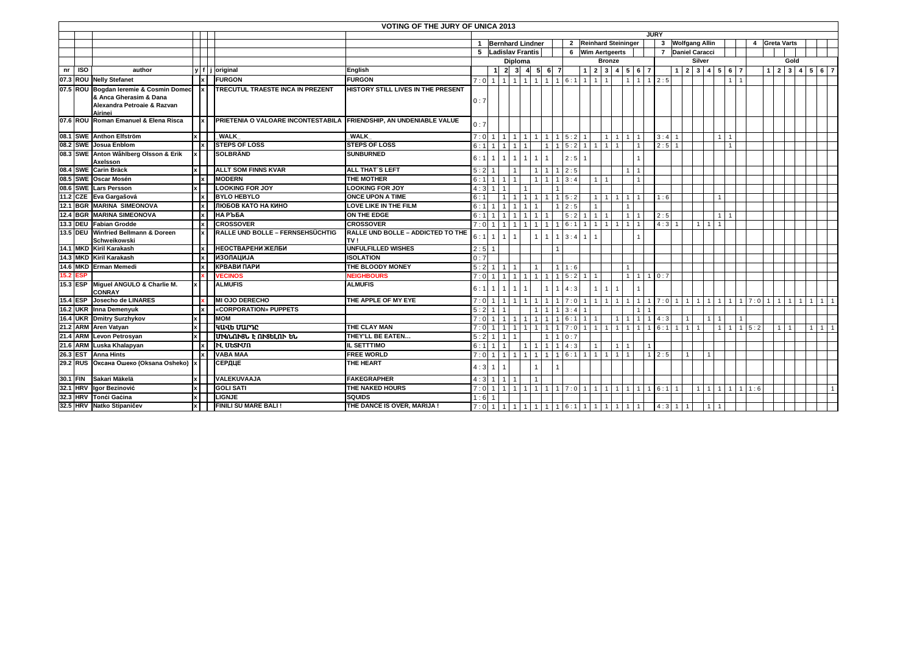# VOTING OF THE JURY OF UNICA 2013

| | | | | | | | | JURY | | | | | | | | | | | | | | | | | | | | | | | | | | | | | | | |
|---|---|---|---|---|---|---|---|---|---|---|---|---|---|---|---|---|---|---|---|---|---|---|---|---|---|---|---|---|---|---|---|---|---|---|---|---|---|---|---|
| | | | | | | | | 1 Bernhard Lindner | | | | | | | | 2 Reinhard Steininger | | | | | | | | 3 Wolfgang Allin | | | | | | | | 4 Greta Varts | | | | | | | |
| | | | | | | | | 5 Ladislav Frantis | | | | | | | | 6 Wim Aertgeerts | | | | | | | | 7 Daniel Caracci | | | | | | | | | | | | | | | |
| | | | | | | | | Diploma | | | | | | | | Bronze | | | | | | | | Silver | | | | | | | | Gold | | | | | | | |
| nr | ISO | author | y | f | j | original | English | | 1 | 2 | 3 | 4 | 5 | 6 | 7 | | 1 | 2 | 3 | 4 | 5 | 6 | 7 | | 1 | 2 | 3 | 4 | 5 | 6 | 7 | | 1 | 2 | 3 | 4 | 5 | 6 | 7 |
| 07.3 | ROU | Nelly Stefanet | | x | | FURGON | FURGON | 7 : 0 | 1 | 1 | 1 | 1 | 1 | 1 | 1 | 6 : 1 | 1 | 1 | 1 | | 1 | 1 | 1 | 2 : 5 | | | | | | 1 | 1 | | | | | | | | |
| 07.5 | ROU | Bogdan Ieremie & Cosmin Domec & Anca Gherasim & Dana Alexandra Petroaie & Razvan Airinei | | x | | TRECUTUL TRAESTE INCA IN PREZENT | HISTORY STILL LIVES IN THE PRESENT | 0 : 7 | | | | | | | | | | | | | | | | | | | | | | | | | | | | | | | |
| 07.6 | ROU | Roman Emanuel & Elena Risca | | x | | PRIETENIA O VALOARE INCONTESTABILA | FRIENDSHIP, AN UNDENIABLE VALUE | 0 : 7 | | | | | | | | | | | | | | | | | | | | | | | | | | | | | | | |
| 08.1 | SWE | Anthon Elfström | x | | | WALK | WALK | 7 : 0 | 1 | 1 | 1 | 1 | 1 | 1 | 1 | 5 : 2 | 1 | | 1 | 1 | 1 | 1 | | 3 : 4 | 1 | | | | 1 | 1 | | | | | | | | | |
| 08.2 | SWE | Josua Enblom | | x | | STEPS OF LOSS | STEPS OF LOSS | 6 : 1 | 1 | 1 | 1 | 1 | | 1 | 1 | 5 : 2 | 1 | 1 | 1 | 1 | | 1 | | 2 : 5 | 1 | | | | | 1 | | | | | | | | | |
| 08.3 | SWE | Anton Wåhlberg Olsson & Erik Axelsson | x | | | SOLBRÄND | SUNBURNED | 6 : 1 | 1 | 1 | 1 | 1 | 1 | 1 | | 2 : 5 | 1 | | | | | 1 | | | | | | | | | | | | | | | | | |
| 08.4 | SWE | Carin Bräck | x | | | ALLT SOM FINNS KVAR | ALL THAT´S LEFT | 5 : 2 | 1 | | 1 | | 1 | 1 | 1 | 2 : 5 | | | | | 1 | 1 | | | | | | | | | | | | | | | | | |
| 08.5 | SWE | Oscar Mosén | | x | | MODERN | THE MOTHER | 6 : 1 | 1 | 1 | 1 | | 1 | 1 | 1 | 3 : 4 | | 1 | 1 | | | 1 | | | | | | | | | | | | | | | | | |
| 08.6 | SWE | Lars Persson | x | | | LOOKING FOR JOY | LOOKING FOR JOY | 4 : 3 | 1 | 1 | | 1 | | 1 | | | | | | | | | | | | | | | | | | | | | | | | | |
| 11.2 | CZE | Eva Gargašová | | x | | BYLO HEBYLO | ONCE UPON A TIME | 6 : 1 | | 1 | 1 | 1 | 1 | 1 | 1 | 5 : 2 | | 1 | 1 | 1 | 1 | 1 | | 1 : 6 | | | | | 1 | | | | | | | | | | |
| 12.1 | BGR | MARINA SIMEONOVA | | x | | ЛЮБОВ КАТО НА КИНО | LOVE LIKE IN THE FILM | 6 : 1 | 1 | 1 | 1 | 1 | 1 | | 1 | 2 : 5 | | 1 | | | 1 | | | | | | | | | | | | | | | | | | |
| 12.4 | BGR | MARINA SIMEONOVA | | x | | НА РЪБА | ON THE EDGE | 6 : 1 | 1 | 1 | 1 | 1 | 1 | 1 | | 5 : 2 | 1 | 1 | 1 | | 1 | 1 | | 2 : 5 | | | | | 1 | 1 | | | | | | | | | |
| 13.3 | DEU | Fabian Grodde | | x | | CROSSOVER | CROSSOVER | 7 : 0 | 1 | 1 | 1 | 1 | 1 | 1 | 1 | 6 : 1 | 1 | 1 | 1 | 1 | 1 | 1 | | 4 : 3 | 1 | | | 1 | 1 | 1 | | | | | | | | | |
| 13.5 | DEU | Winfried Bellmann & Doreen Schweikowski | | x | | RALLE UND BOLLE – FERNSEHSÜCHTIG | RALLE UND BOLLE – ADDICTED TO THE TV ! | 6 : 1 | 1 | 1 | 1 | | 1 | 1 | 1 | 3 : 4 | 1 | 1 | | | | 1 | | | | | | | | | | | | | | | | | |
| 14.1 | MKD | Kiril Karakash | | x | | НЕОСТВАРЕНИ ЖЕЛБИ | UNFULFILLED WISHES | 2 : 5 | 1 | | | | | 1 | | | | | | | | | | | | | | | | | | | | | | | | | |
| 14.3 | MKD | Kiril Karakash | | x | | ИЗОЛАЦИЈА | ISOLATION | 0 : 7 | | | | | | | | | | | | | | | | | | | | | | | | | | | | | | | |
| 14.6 | MKD | Erman Memedi | | x | | КРВАВИ ПАРИ | THE BLOODY MONEY | 5 : 2 | 1 | 1 | 1 | | 1 | | 1 | 1 : 6 | | | | | 1 | | | | | | | | | | | | | | | | | | |
| 15.2 | ESP | | | x | | VECINOS | NEIGHBOURS | 7 : 0 | 1 | 1 | 1 | 1 | 1 | 1 | 1 | 5 : 2 | 1 | 1 | | | 1 | 1 | 1 | 0 : 7 | | | | | | | | | | | | | | | |
| 15.3 | ESP | Miguel ANGULO & Charlie M. CONRAY | x | | | ALMUFIS | ALMUFIS | 6 : 1 | 1 | 1 | 1 | 1 | | 1 | 1 | 4 : 3 | | 1 | 1 | 1 | | 1 | | | | | | | | | | | | | | | | | |
| 15.4 | ESP | Josecho de LINARES | | x | | MI OJO DERECHO | THE APPLE OF MY EYE | 7 : 0 | 1 | 1 | 1 | 1 | 1 | 1 | 1 | 7 : 0 | 1 | 1 | 1 | 1 | 1 | 1 | 1 | 7 : 0 | 1 | 1 | 1 | 1 | 1 | 1 | 1 | 7 : 0 | 1 | 1 | 1 | 1 | 1 | 1 | 1 |
| 16.2 | UKR | Inna Demenyuk | | x | | «CORPORATION» PUPPETS | | 5 : 2 | 1 | 1 | | | 1 | 1 | 1 | 3 : 4 | 1 | | | | | 1 | 1 | | | | | | | | | | | | | | | | |
| 16.4 | UKR | Dmitry Surzhykov | x | | | MOM | | 7 : 0 | 1 | 1 | 1 | 1 | 1 | 1 | 1 | 6 : 1 | 1 | 1 | | 1 | 1 | 1 | 1 | 4 : 3 | | 1 | | 1 | 1 | | 1 | | | | | | | | |
| 21.2 | ARM | Aren Vatyan | x | | | ԿԱՎԵ ՄԱՐԴԸ | THE CLAY MAN | 7 : 0 | 1 | 1 | 1 | 1 | 1 | 1 | 1 | 7 : 0 | 1 | 1 | 1 | 1 | 1 | 1 | 1 | 6 : 1 | 1 | 1 | 1 | | 1 | 1 | 1 | 5 : 2 | | 1 | 1 | | 1 | 1 | 1 |
| 21.4 | ARM | Levon Petrosyan | x | | | ՄԻՆՆՈՒՅՆ Է ՈՒՏԵԼՈՒ ԵՆ | THEY'LL BE EATEN… | 5 : 2 | 1 | 1 | 1 | | | 1 | 1 | 0 : 7 | | | | | | | | | | | | | | | | | | | | | | | |
| 21.6 | ARM | Luska Khalapyan | | x | | ԻԼ ՍԵՏԻՄՈ | IL SETTTIMO | 6 : 1 | 1 | 1 | | 1 | 1 | 1 | 1 | 4 : 3 | | 1 | | 1 | 1 | | 1 | | | | | | | | | | | | | | | | |
| 26.3 | EST | Anna Hints | | x | | VABA MAA | FREE WORLD | 7 : 0 | 1 | 1 | 1 | 1 | 1 | 1 | 1 | 6 : 1 | 1 | 1 | 1 | 1 | 1 | | 1 | 2 : 5 | | 1 | | 1 | | | | | | | | | | | |
| 29.2 | RUS | Оксана Ошеко (Oksana Osheko) | x | | | СЕРДЦЕ | THE HEART | 4 : 3 | 1 | 1 | | | 1 | | 1 | | | | | | | | | | | | | | | | | | | | | | | | |
| 30.1 | FIN | Sakari Mäkelä | x | | | VALEKUVAAJA | FAKEGRAPHER | 4 : 3 | 1 | 1 | 1 | | 1 | | | | | | | | | | | | | | | | | | | | | | | | | | |
| 32.1 | HRV | Igor Bezinović | x | | | GOLI SATI | THE NAKED HOURS | 7 : 0 | 1 | 1 | 1 | 1 | 1 | 1 | 1 | 7 : 0 | 1 | 1 | 1 | 1 | 1 | 1 | 1 | 6 : 1 | 1 | | 1 | 1 | 1 | 1 | 1 | 1 : 6 | | | | | | | 1 |
| 32.3 | HRV | Tonći Gaćina | x | | | LIGNJE | SQUIDS | 1 : 6 | 1 | | | | | | | | | | | | | | | | | | | | | | | | | | | | | | |
| 32.5 | HRV | Natko Stipaničev | x | | | FINILI SU MARE BALI ! | THE DANCE IS OVER, MARIJA ! | 7 : 0 | 1 | 1 | 1 | 1 | 1 | 1 | 1 | 6 : 1 | 1 | 1 | 1 | 1 | 1 | 1 | | 4 : 3 | 1 | 1 | | 1 | 1 | | | | | | | | | | |